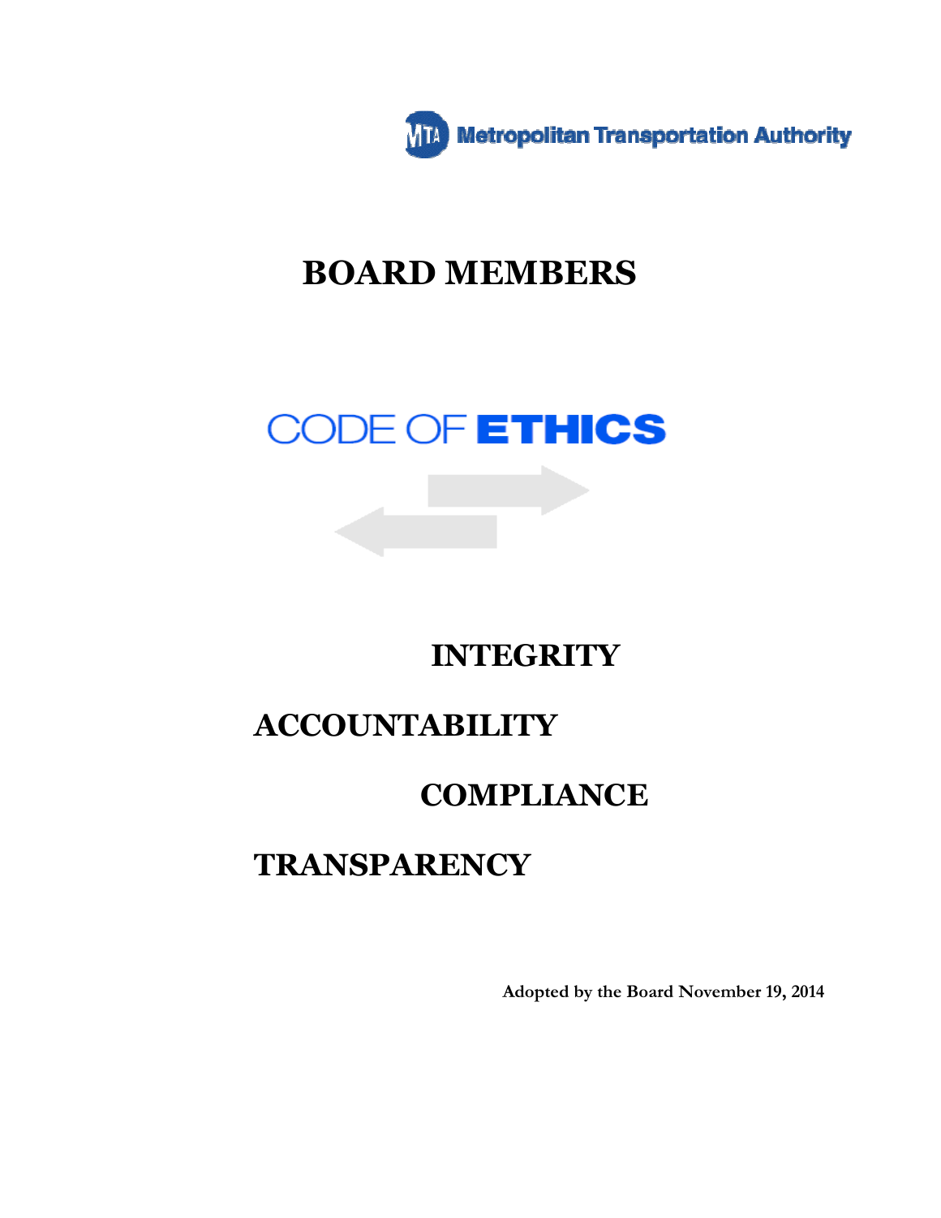Metropolitan Transportation Authority

# BOARD MEMBERS

# CODE OF ETHICS

**INTEGRITY**

**ACCOUNTABILITY**

**COMPLIANCE**

**TRANSPARENCY**

**Adopted by the Board November 19, 2014**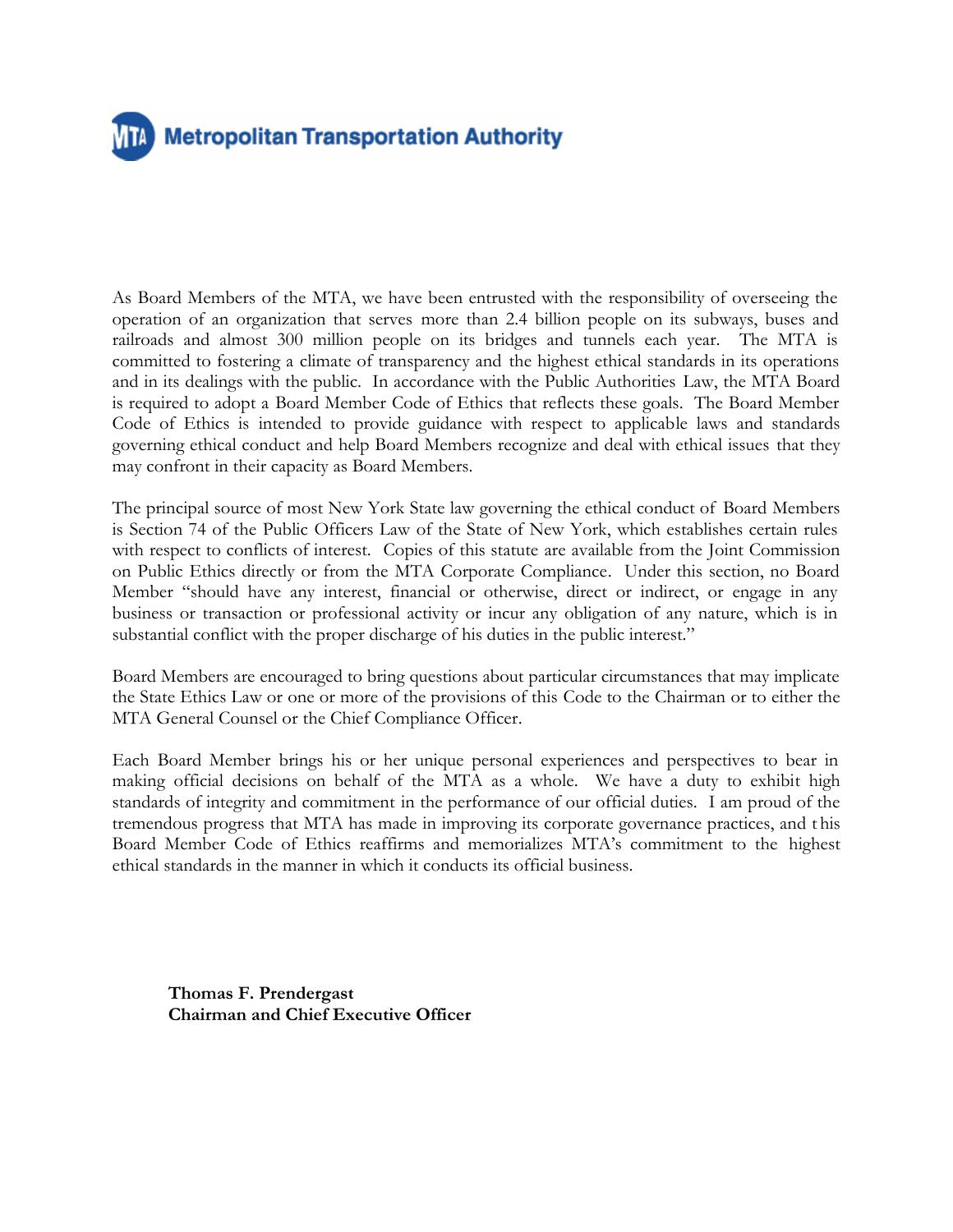**Metropolitan Transportation Authority**

As Board Members of the MTA, we have been entrusted with the responsibility of overseeing the operation of an organization that serves more than 2.4 billion people on its subways, buses and railroads and almost 300 million people on its bridges and tunnels each year. The MTA is committed to fostering a climate of transparency and the highest ethical standards in its operations and in its dealings with the public. In accordance with the Public Authorities Law, the MTA Board is required to adopt a Board Member Code of Ethics that reflects these goals. The Board Member Code of Ethics is intended to provide guidance with respect to applicable laws and standards governing ethical conduct and help Board Members recognize and deal with ethical issues that they may confront in their capacity as Board Members.

The principal source of most New York State law governing the ethical conduct of Board Members is Section 74 of the Public Officers Law of the State of New York, which establishes certain rules with respect to conflicts of interest. Copies of this statute are available from the Joint Commission on Public Ethics directly or from the MTA Corporate Compliance. Under this section, no Board Member "should have any interest, financial or otherwise, direct or indirect, or engage in any business or transaction or professional activity or incur any obligation of any nature, which is in substantial conflict with the proper discharge of his duties in the public interest."

Board Members are encouraged to bring questions about particular circumstances that may implicate the State Ethics Law or one or more of the provisions of this Code to the Chairman or to either the MTA General Counsel or the Chief Compliance Officer.

Each Board Member brings his or her unique personal experiences and perspectives to bear in making official decisions on behalf of the MTA as a whole. We have a duty to exhibit high standards of integrity and commitment in the performance of our official duties. I am proud of the tremendous progress that MTA has made in improving its corporate governance practices, and this Board Member Code of Ethics reaffirms and memorializes MTA's commitment to the highest ethical standards in the manner in which it conducts its official business.

**Thomas F. Prendergast**
**Chairman and Chief Executive Officer**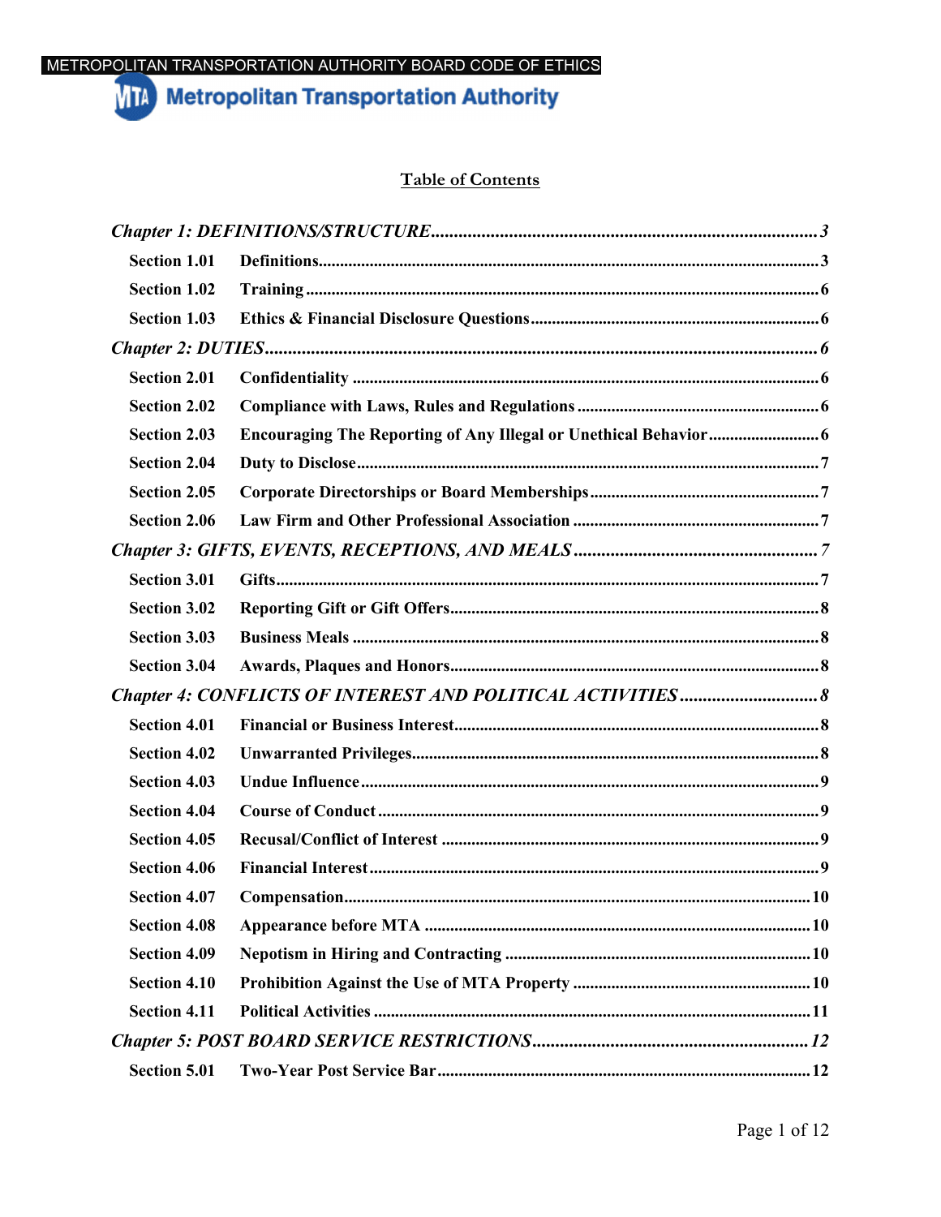# Table of Contents

*Chapter 1: DEFINITIONS/STRUCTURE* .......... *3*

- **Section 1.01** **Definitions** .......... 3
- **Section 1.02** **Training** .......... 6
- **Section 1.03** **Ethics & Financial Disclosure Questions** .......... 6

*Chapter 2: DUTIES* .......... *6*

- **Section 2.01** **Confidentiality** .......... 6
- **Section 2.02** **Compliance with Laws, Rules and Regulations** .......... 6
- **Section 2.03** **Encouraging The Reporting of Any Illegal or Unethical Behavior** .......... 6
- **Section 2.04** **Duty to Disclose** .......... 7
- **Section 2.05** **Corporate Directorships or Board Memberships** .......... 7
- **Section 2.06** **Law Firm and Other Professional Association** .......... 7

*Chapter 3: GIFTS, EVENTS, RECEPTIONS, AND MEALS* .......... *7*

- **Section 3.01** **Gifts** .......... 7
- **Section 3.02** **Reporting Gift or Gift Offers** .......... 8
- **Section 3.03** **Business Meals** .......... 8
- **Section 3.04** **Awards, Plaques and Honors** .......... 8

*Chapter 4: CONFLICTS OF INTEREST AND POLITICAL ACTIVITIES* .......... *8*

- **Section 4.01** **Financial or Business Interest** .......... 8
- **Section 4.02** **Unwarranted Privileges** .......... 8
- **Section 4.03** **Undue Influence** .......... 9
- **Section 4.04** **Course of Conduct** .......... 9
- **Section 4.05** **Recusal/Conflict of Interest** .......... 9
- **Section 4.06** **Financial Interest** .......... 9
- **Section 4.07** **Compensation** .......... 10
- **Section 4.08** **Appearance before MTA** .......... 10
- **Section 4.09** **Nepotism in Hiring and Contracting** .......... 10
- **Section 4.10** **Prohibition Against the Use of MTA Property** .......... 10
- **Section 4.11** **Political Activities** .......... 11

*Chapter 5: POST BOARD SERVICE RESTRICTIONS* .......... *12*

- **Section 5.01** **Two-Year Post Service Bar** .......... 12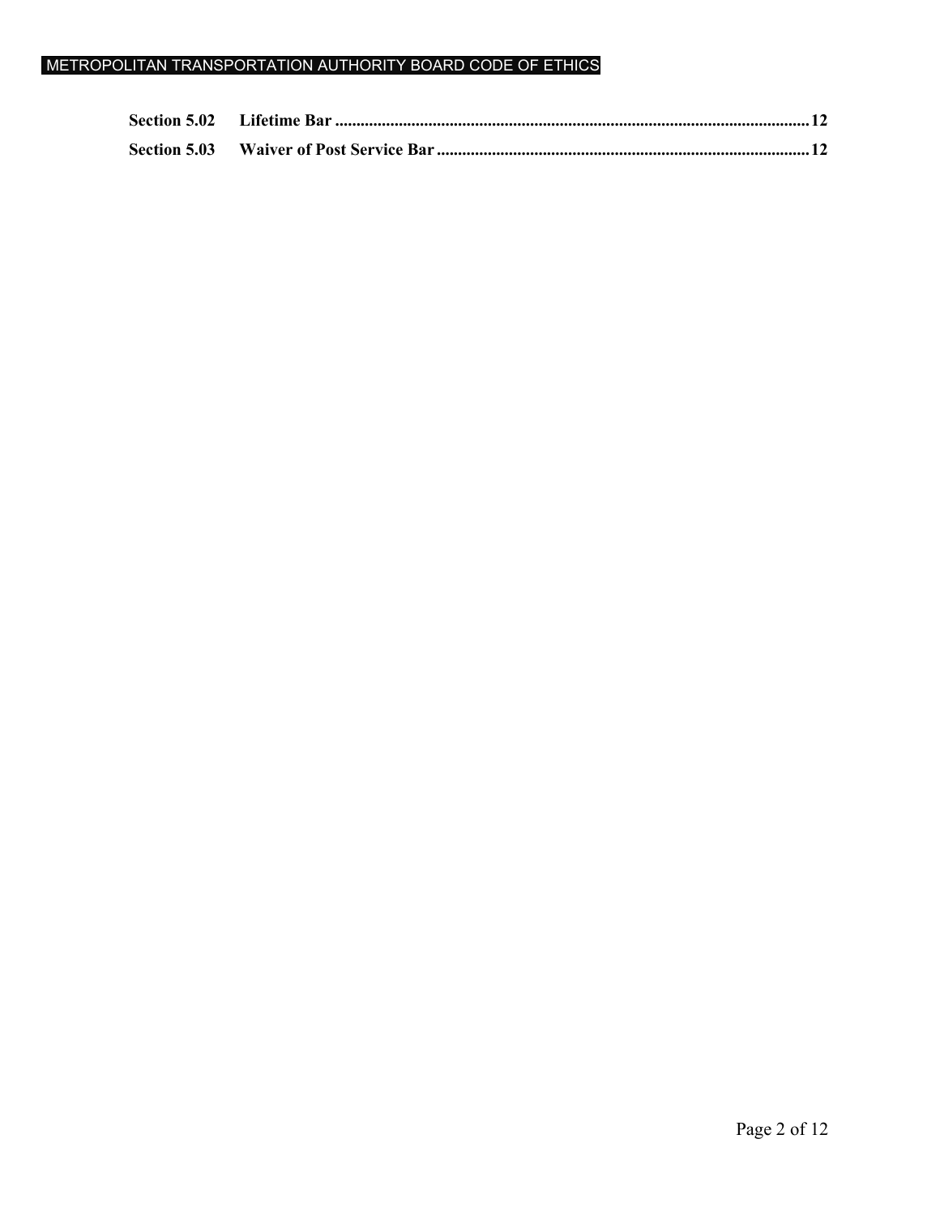**Section 5.02 Lifetime Bar** ........................................................................................................................12

**Section 5.03 Waiver of Post Service Bar** ........................................................................................12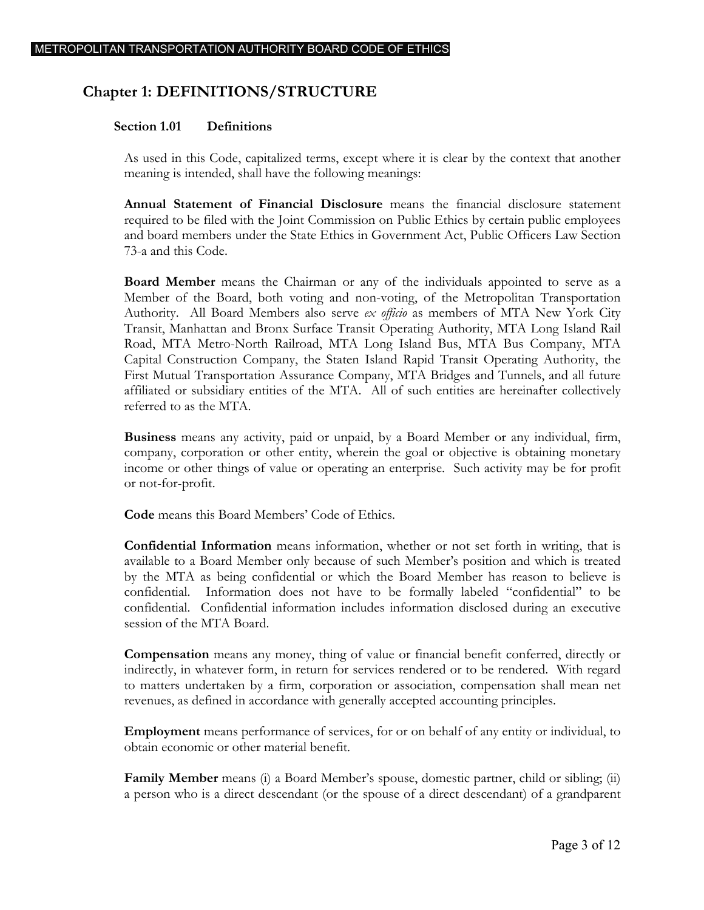# Chapter 1: DEFINITIONS/STRUCTURE

## Section 1.01 Definitions

As used in this Code, capitalized terms, except where it is clear by the context that another meaning is intended, shall have the following meanings:

**Annual Statement of Financial Disclosure** means the financial disclosure statement required to be filed with the Joint Commission on Public Ethics by certain public employees and board members under the State Ethics in Government Act, Public Officers Law Section 73-a and this Code.

**Board Member** means the Chairman or any of the individuals appointed to serve as a Member of the Board, both voting and non-voting, of the Metropolitan Transportation Authority. All Board Members also serve *ex officio* as members of MTA New York City Transit, Manhattan and Bronx Surface Transit Operating Authority, MTA Long Island Rail Road, MTA Metro-North Railroad, MTA Long Island Bus, MTA Bus Company, MTA Capital Construction Company, the Staten Island Rapid Transit Operating Authority, the First Mutual Transportation Assurance Company, MTA Bridges and Tunnels, and all future affiliated or subsidiary entities of the MTA. All of such entities are hereinafter collectively referred to as the MTA.

**Business** means any activity, paid or unpaid, by a Board Member or any individual, firm, company, corporation or other entity, wherein the goal or objective is obtaining monetary income or other things of value or operating an enterprise. Such activity may be for profit or not-for-profit.

**Code** means this Board Members' Code of Ethics.

**Confidential Information** means information, whether or not set forth in writing, that is available to a Board Member only because of such Member's position and which is treated by the MTA as being confidential or which the Board Member has reason to believe is confidential. Information does not have to be formally labeled "confidential" to be confidential. Confidential information includes information disclosed during an executive session of the MTA Board.

**Compensation** means any money, thing of value or financial benefit conferred, directly or indirectly, in whatever form, in return for services rendered or to be rendered. With regard to matters undertaken by a firm, corporation or association, compensation shall mean net revenues, as defined in accordance with generally accepted accounting principles.

**Employment** means performance of services, for or on behalf of any entity or individual, to obtain economic or other material benefit.

**Family Member** means (i) a Board Member's spouse, domestic partner, child or sibling; (ii) a person who is a direct descendant (or the spouse of a direct descendant) of a grandparent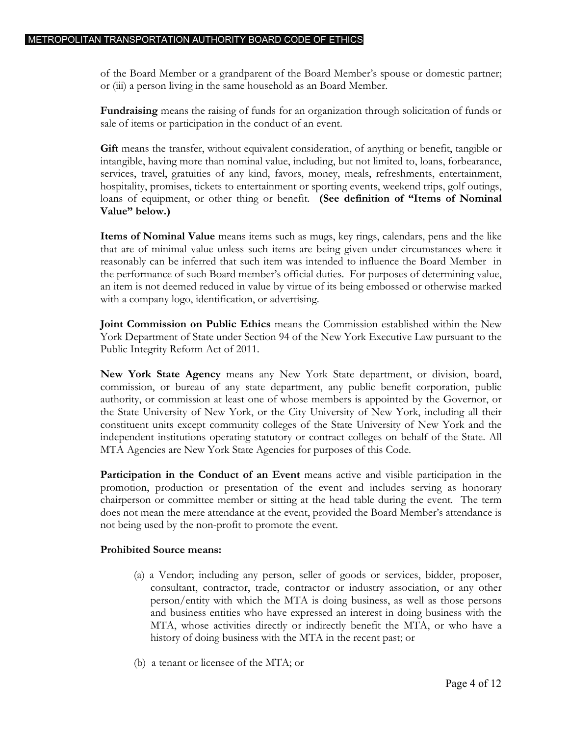of the Board Member or a grandparent of the Board Member's spouse or domestic partner; or (iii) a person living in the same household as an Board Member.

**Fundraising** means the raising of funds for an organization through solicitation of funds or sale of items or participation in the conduct of an event.

**Gift** means the transfer, without equivalent consideration, of anything or benefit, tangible or intangible, having more than nominal value, including, but not limited to, loans, forbearance, services, travel, gratuities of any kind, favors, money, meals, refreshments, entertainment, hospitality, promises, tickets to entertainment or sporting events, weekend trips, golf outings, loans of equipment, or other thing or benefit. **(See definition of "Items of Nominal Value" below.)**

**Items of Nominal Value** means items such as mugs, key rings, calendars, pens and the like that are of minimal value unless such items are being given under circumstances where it reasonably can be inferred that such item was intended to influence the Board Member in the performance of such Board member's official duties. For purposes of determining value, an item is not deemed reduced in value by virtue of its being embossed or otherwise marked with a company logo, identification, or advertising.

**Joint Commission on Public Ethics** means the Commission established within the New York Department of State under Section 94 of the New York Executive Law pursuant to the Public Integrity Reform Act of 2011.

**New York State Agency** means any New York State department, or division, board, commission, or bureau of any state department, any public benefit corporation, public authority, or commission at least one of whose members is appointed by the Governor, or the State University of New York, or the City University of New York, including all their constituent units except community colleges of the State University of New York and the independent institutions operating statutory or contract colleges on behalf of the State. All MTA Agencies are New York State Agencies for purposes of this Code.

**Participation in the Conduct of an Event** means active and visible participation in the promotion, production or presentation of the event and includes serving as honorary chairperson or committee member or sitting at the head table during the event. The term does not mean the mere attendance at the event, provided the Board Member's attendance is not being used by the non-profit to promote the event.

**Prohibited Source means:**

(a) a Vendor; including any person, seller of goods or services, bidder, proposer, consultant, contractor, trade, contractor or industry association, or any other person/entity with which the MTA is doing business, as well as those persons and business entities who have expressed an interest in doing business with the MTA, whose activities directly or indirectly benefit the MTA, or who have a history of doing business with the MTA in the recent past; or

(b) a tenant or licensee of the MTA; or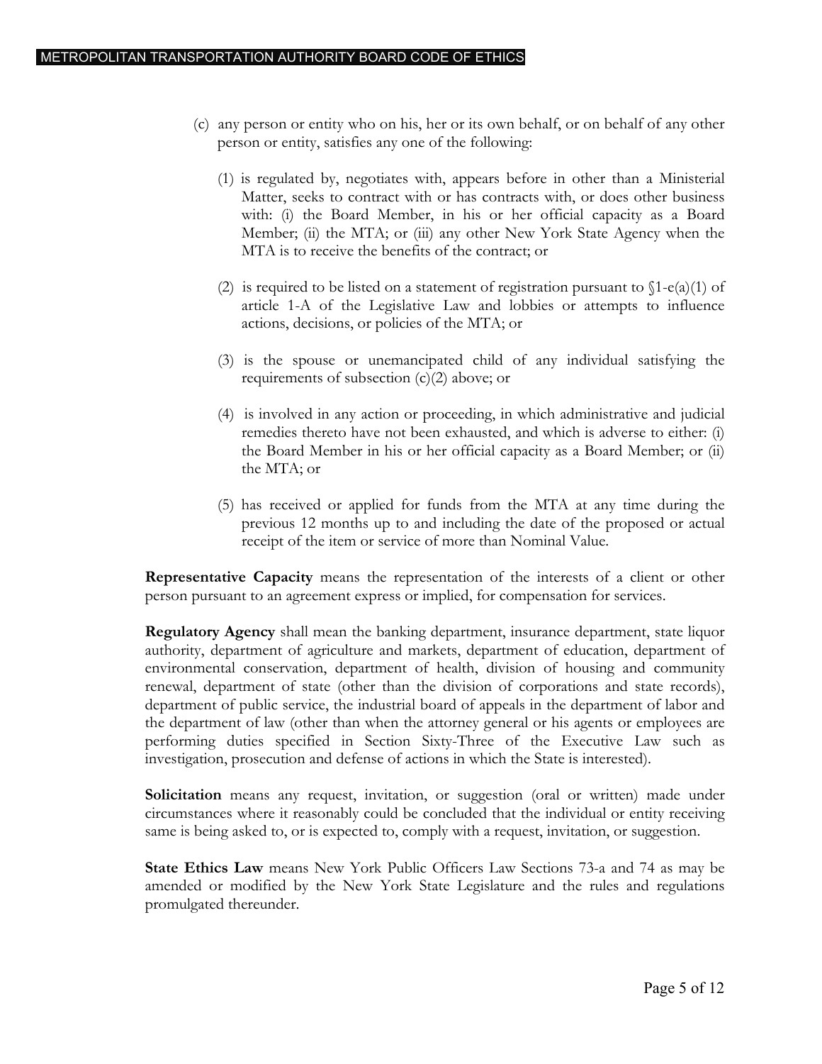(c) any person or entity who on his, her or its own behalf, or on behalf of any other person or entity, satisfies any one of the following:

   (1) is regulated by, negotiates with, appears before in other than a Ministerial Matter, seeks to contract with or has contracts with, or does other business with: (i) the Board Member, in his or her official capacity as a Board Member; (ii) the MTA; or (iii) any other New York State Agency when the MTA is to receive the benefits of the contract; or

   (2) is required to be listed on a statement of registration pursuant to §1-e(a)(1) of article 1-A of the Legislative Law and lobbies or attempts to influence actions, decisions, or policies of the MTA; or

   (3) is the spouse or unemancipated child of any individual satisfying the requirements of subsection (c)(2) above; or

   (4) is involved in any action or proceeding, in which administrative and judicial remedies thereto have not been exhausted, and which is adverse to either: (i) the Board Member in his or her official capacity as a Board Member; or (ii) the MTA; or

   (5) has received or applied for funds from the MTA at any time during the previous 12 months up to and including the date of the proposed or actual receipt of the item or service of more than Nominal Value.

**Representative Capacity** means the representation of the interests of a client or other person pursuant to an agreement express or implied, for compensation for services.

**Regulatory Agency** shall mean the banking department, insurance department, state liquor authority, department of agriculture and markets, department of education, department of environmental conservation, department of health, division of housing and community renewal, department of state (other than the division of corporations and state records), department of public service, the industrial board of appeals in the department of labor and the department of law (other than when the attorney general or his agents or employees are performing duties specified in Section Sixty-Three of the Executive Law such as investigation, prosecution and defense of actions in which the State is interested).

**Solicitation** means any request, invitation, or suggestion (oral or written) made under circumstances where it reasonably could be concluded that the individual or entity receiving same is being asked to, or is expected to, comply with a request, invitation, or suggestion.

**State Ethics Law** means New York Public Officers Law Sections 73-a and 74 as may be amended or modified by the New York State Legislature and the rules and regulations promulgated thereunder.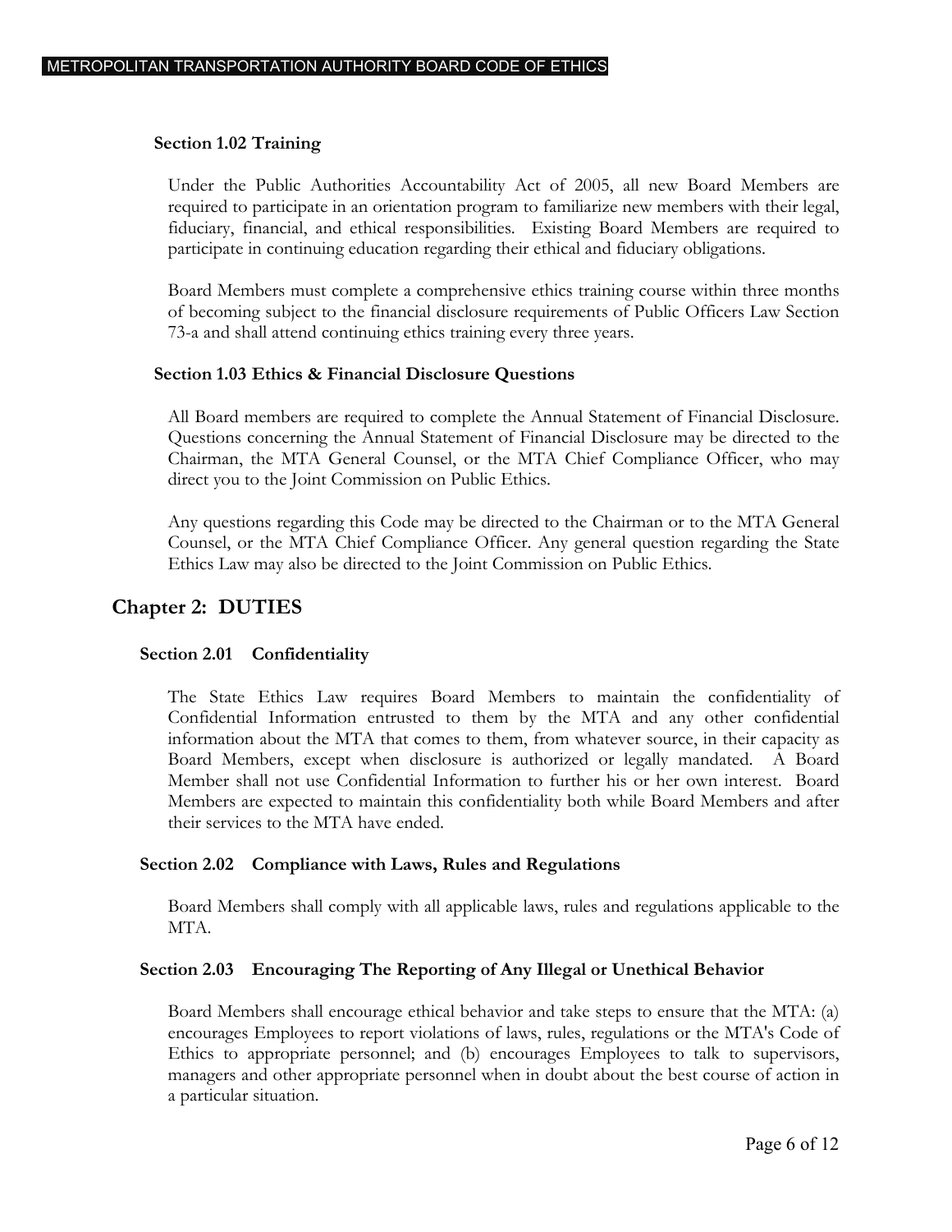### Section 1.02 Training

Under the Public Authorities Accountability Act of 2005, all new Board Members are required to participate in an orientation program to familiarize new members with their legal, fiduciary, financial, and ethical responsibilities. Existing Board Members are required to participate in continuing education regarding their ethical and fiduciary obligations.

Board Members must complete a comprehensive ethics training course within three months of becoming subject to the financial disclosure requirements of Public Officers Law Section 73-a and shall attend continuing ethics training every three years.

### Section 1.03 Ethics & Financial Disclosure Questions

All Board members are required to complete the Annual Statement of Financial Disclosure. Questions concerning the Annual Statement of Financial Disclosure may be directed to the Chairman, the MTA General Counsel, or the MTA Chief Compliance Officer, who may direct you to the Joint Commission on Public Ethics.

Any questions regarding this Code may be directed to the Chairman or to the MTA General Counsel, or the MTA Chief Compliance Officer. Any general question regarding the State Ethics Law may also be directed to the Joint Commission on Public Ethics.

## Chapter 2: DUTIES

### Section 2.01 Confidentiality

The State Ethics Law requires Board Members to maintain the confidentiality of Confidential Information entrusted to them by the MTA and any other confidential information about the MTA that comes to them, from whatever source, in their capacity as Board Members, except when disclosure is authorized or legally mandated. A Board Member shall not use Confidential Information to further his or her own interest. Board Members are expected to maintain this confidentiality both while Board Members and after their services to the MTA have ended.

### Section 2.02 Compliance with Laws, Rules and Regulations

Board Members shall comply with all applicable laws, rules and regulations applicable to the MTA.

### Section 2.03 Encouraging The Reporting of Any Illegal or Unethical Behavior

Board Members shall encourage ethical behavior and take steps to ensure that the MTA: (a) encourages Employees to report violations of laws, rules, regulations or the MTA's Code of Ethics to appropriate personnel; and (b) encourages Employees to talk to supervisors, managers and other appropriate personnel when in doubt about the best course of action in a particular situation.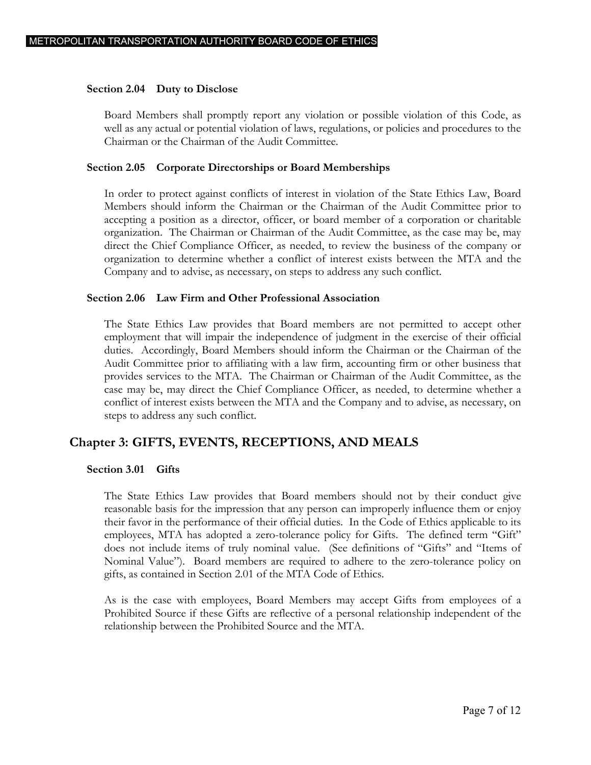### Section 2.04 Duty to Disclose

Board Members shall promptly report any violation or possible violation of this Code, as well as any actual or potential violation of laws, regulations, or policies and procedures to the Chairman or the Chairman of the Audit Committee.

### Section 2.05 Corporate Directorships or Board Memberships

In order to protect against conflicts of interest in violation of the State Ethics Law, Board Members should inform the Chairman or the Chairman of the Audit Committee prior to accepting a position as a director, officer, or board member of a corporation or charitable organization. The Chairman or Chairman of the Audit Committee, as the case may be, may direct the Chief Compliance Officer, as needed, to review the business of the company or organization to determine whether a conflict of interest exists between the MTA and the Company and to advise, as necessary, on steps to address any such conflict.

### Section 2.06 Law Firm and Other Professional Association

The State Ethics Law provides that Board members are not permitted to accept other employment that will impair the independence of judgment in the exercise of their official duties. Accordingly, Board Members should inform the Chairman or the Chairman of the Audit Committee prior to affiliating with a law firm, accounting firm or other business that provides services to the MTA. The Chairman or Chairman of the Audit Committee, as the case may be, may direct the Chief Compliance Officer, as needed, to determine whether a conflict of interest exists between the MTA and the Company and to advise, as necessary, on steps to address any such conflict.

## Chapter 3: GIFTS, EVENTS, RECEPTIONS, AND MEALS

### Section 3.01 Gifts

The State Ethics Law provides that Board members should not by their conduct give reasonable basis for the impression that any person can improperly influence them or enjoy their favor in the performance of their official duties. In the Code of Ethics applicable to its employees, MTA has adopted a zero-tolerance policy for Gifts. The defined term "Gift" does not include items of truly nominal value. (See definitions of "Gifts" and "Items of Nominal Value"). Board members are required to adhere to the zero-tolerance policy on gifts, as contained in Section 2.01 of the MTA Code of Ethics.

As is the case with employees, Board Members may accept Gifts from employees of a Prohibited Source if these Gifts are reflective of a personal relationship independent of the relationship between the Prohibited Source and the MTA.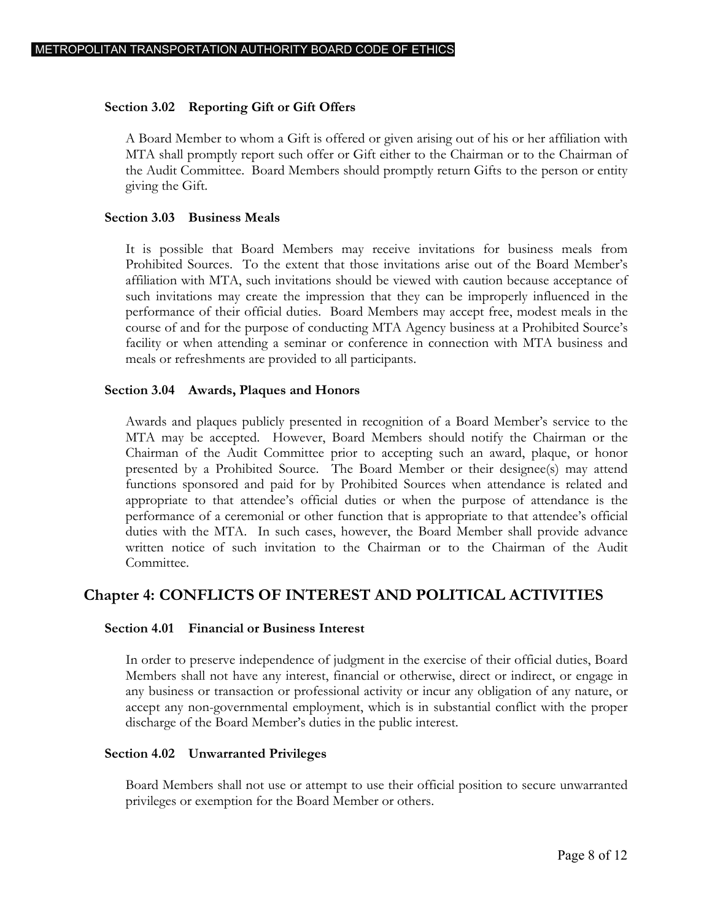### Section 3.02 Reporting Gift or Gift Offers

A Board Member to whom a Gift is offered or given arising out of his or her affiliation with MTA shall promptly report such offer or Gift either to the Chairman or to the Chairman of the Audit Committee. Board Members should promptly return Gifts to the person or entity giving the Gift.

### Section 3.03 Business Meals

It is possible that Board Members may receive invitations for business meals from Prohibited Sources. To the extent that those invitations arise out of the Board Member's affiliation with MTA, such invitations should be viewed with caution because acceptance of such invitations may create the impression that they can be improperly influenced in the performance of their official duties. Board Members may accept free, modest meals in the course of and for the purpose of conducting MTA Agency business at a Prohibited Source's facility or when attending a seminar or conference in connection with MTA business and meals or refreshments are provided to all participants.

### Section 3.04 Awards, Plaques and Honors

Awards and plaques publicly presented in recognition of a Board Member's service to the MTA may be accepted. However, Board Members should notify the Chairman or the Chairman of the Audit Committee prior to accepting such an award, plaque, or honor presented by a Prohibited Source. The Board Member or their designee(s) may attend functions sponsored and paid for by Prohibited Sources when attendance is related and appropriate to that attendee's official duties or when the purpose of attendance is the performance of a ceremonial or other function that is appropriate to that attendee's official duties with the MTA. In such cases, however, the Board Member shall provide advance written notice of such invitation to the Chairman or to the Chairman of the Audit Committee.

## Chapter 4: CONFLICTS OF INTEREST AND POLITICAL ACTIVITIES

### Section 4.01 Financial or Business Interest

In order to preserve independence of judgment in the exercise of their official duties, Board Members shall not have any interest, financial or otherwise, direct or indirect, or engage in any business or transaction or professional activity or incur any obligation of any nature, or accept any non-governmental employment, which is in substantial conflict with the proper discharge of the Board Member's duties in the public interest.

### Section 4.02 Unwarranted Privileges

Board Members shall not use or attempt to use their official position to secure unwarranted privileges or exemption for the Board Member or others.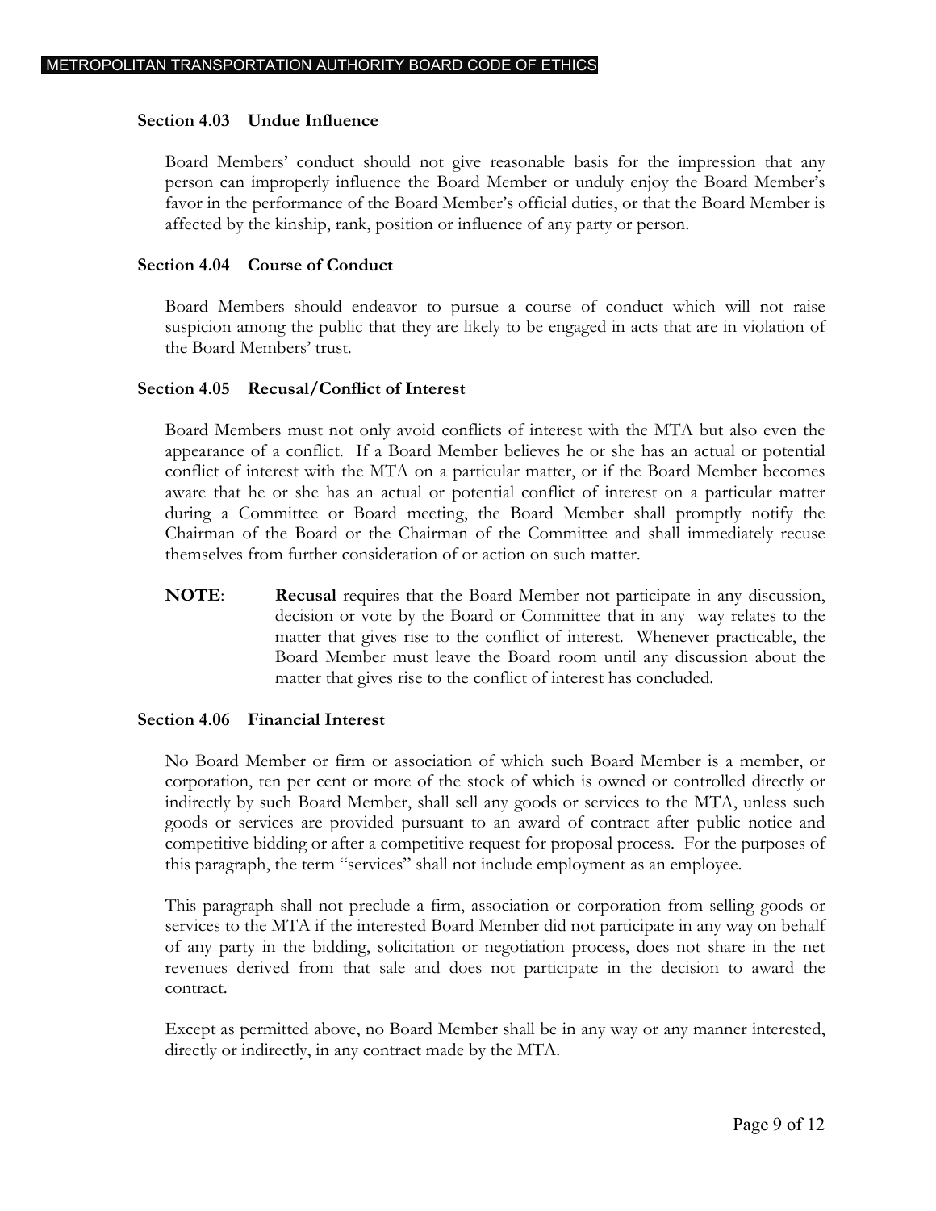### Section 4.03 Undue Influence

Board Members' conduct should not give reasonable basis for the impression that any person can improperly influence the Board Member or unduly enjoy the Board Member's favor in the performance of the Board Member's official duties, or that the Board Member is affected by the kinship, rank, position or influence of any party or person.

### Section 4.04 Course of Conduct

Board Members should endeavor to pursue a course of conduct which will not raise suspicion among the public that they are likely to be engaged in acts that are in violation of the Board Members' trust.

### Section 4.05 Recusal/Conflict of Interest

Board Members must not only avoid conflicts of interest with the MTA but also even the appearance of a conflict. If a Board Member believes he or she has an actual or potential conflict of interest with the MTA on a particular matter, or if the Board Member becomes aware that he or she has an actual or potential conflict of interest on a particular matter during a Committee or Board meeting, the Board Member shall promptly notify the Chairman of the Board or the Chairman of the Committee and shall immediately recuse themselves from further consideration of or action on such matter.

**NOTE**: **Recusal** requires that the Board Member not participate in any discussion, decision or vote by the Board or Committee that in any way relates to the matter that gives rise to the conflict of interest. Whenever practicable, the Board Member must leave the Board room until any discussion about the matter that gives rise to the conflict of interest has concluded.

### Section 4.06 Financial Interest

No Board Member or firm or association of which such Board Member is a member, or corporation, ten per cent or more of the stock of which is owned or controlled directly or indirectly by such Board Member, shall sell any goods or services to the MTA, unless such goods or services are provided pursuant to an award of contract after public notice and competitive bidding or after a competitive request for proposal process. For the purposes of this paragraph, the term "services" shall not include employment as an employee.

This paragraph shall not preclude a firm, association or corporation from selling goods or services to the MTA if the interested Board Member did not participate in any way on behalf of any party in the bidding, solicitation or negotiation process, does not share in the net revenues derived from that sale and does not participate in the decision to award the contract.

Except as permitted above, no Board Member shall be in any way or any manner interested, directly or indirectly, in any contract made by the MTA.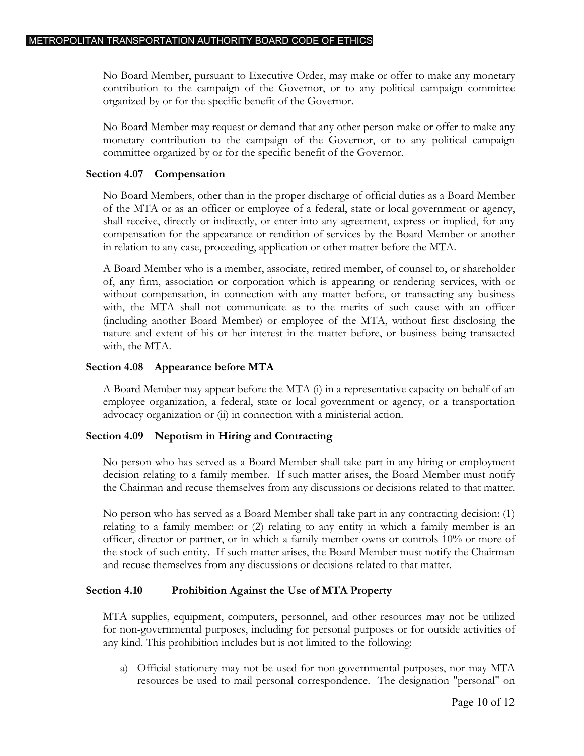No Board Member, pursuant to Executive Order, may make or offer to make any monetary contribution to the campaign of the Governor, or to any political campaign committee organized by or for the specific benefit of the Governor.

No Board Member may request or demand that any other person make or offer to make any monetary contribution to the campaign of the Governor, or to any political campaign committee organized by or for the specific benefit of the Governor.

### Section 4.07 Compensation

No Board Members, other than in the proper discharge of official duties as a Board Member of the MTA or as an officer or employee of a federal, state or local government or agency, shall receive, directly or indirectly, or enter into any agreement, express or implied, for any compensation for the appearance or rendition of services by the Board Member or another in relation to any case, proceeding, application or other matter before the MTA.

A Board Member who is a member, associate, retired member, of counsel to, or shareholder of, any firm, association or corporation which is appearing or rendering services, with or without compensation, in connection with any matter before, or transacting any business with, the MTA shall not communicate as to the merits of such cause with an officer (including another Board Member) or employee of the MTA, without first disclosing the nature and extent of his or her interest in the matter before, or business being transacted with, the MTA.

### Section 4.08 Appearance before MTA

A Board Member may appear before the MTA (i) in a representative capacity on behalf of an employee organization, a federal, state or local government or agency, or a transportation advocacy organization or (ii) in connection with a ministerial action.

### Section 4.09 Nepotism in Hiring and Contracting

No person who has served as a Board Member shall take part in any hiring or employment decision relating to a family member. If such matter arises, the Board Member must notify the Chairman and recuse themselves from any discussions or decisions related to that matter.

No person who has served as a Board Member shall take part in any contracting decision: (1) relating to a family member: or (2) relating to any entity in which a family member is an officer, director or partner, or in which a family member owns or controls 10% or more of the stock of such entity. If such matter arises, the Board Member must notify the Chairman and recuse themselves from any discussions or decisions related to that matter.

### Section 4.10 Prohibition Against the Use of MTA Property

MTA supplies, equipment, computers, personnel, and other resources may not be utilized for non-governmental purposes, including for personal purposes or for outside activities of any kind. This prohibition includes but is not limited to the following:

a) Official stationery may not be used for non-governmental purposes, nor may MTA resources be used to mail personal correspondence. The designation "personal" on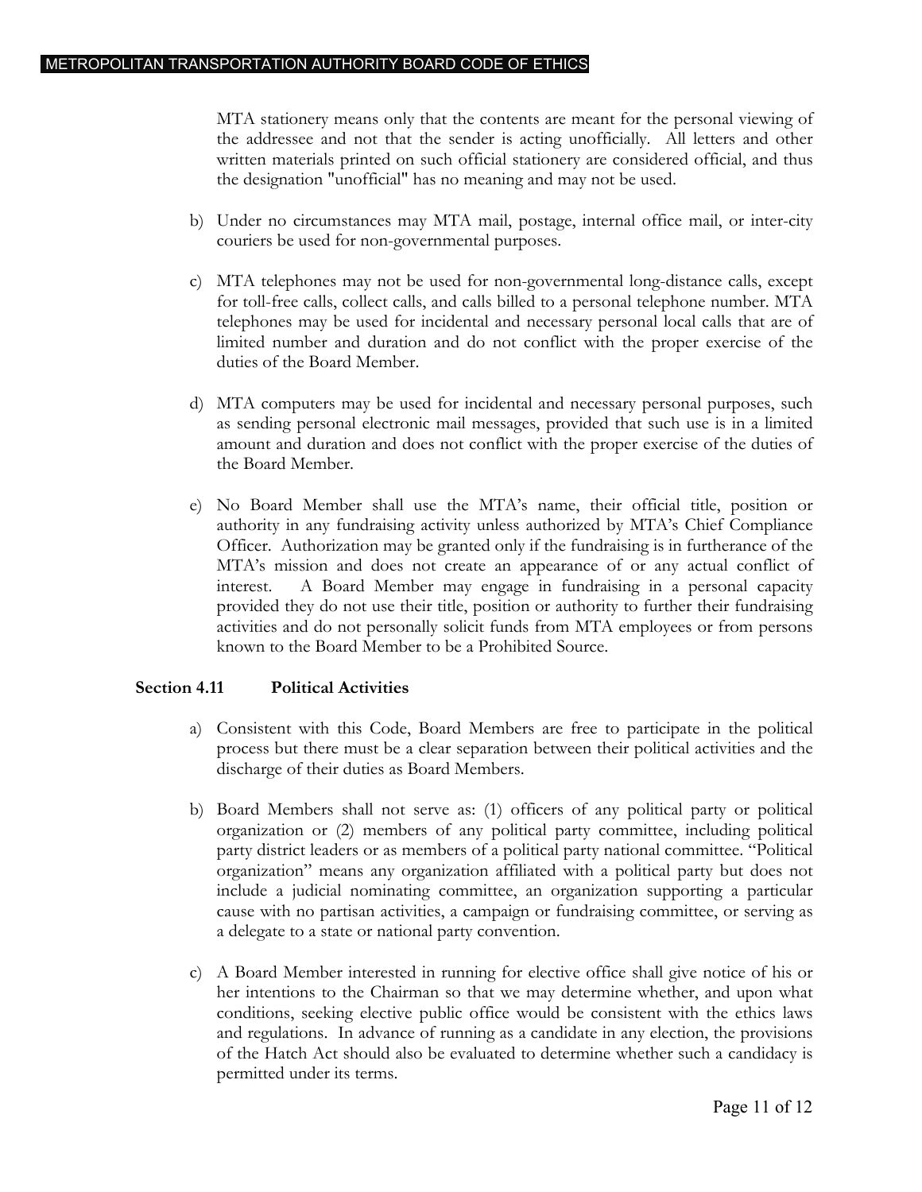MTA stationery means only that the contents are meant for the personal viewing of the addressee and not that the sender is acting unofficially. All letters and other written materials printed on such official stationery are considered official, and thus the designation "unofficial" has no meaning and may not be used.

b) Under no circumstances may MTA mail, postage, internal office mail, or inter-city couriers be used for non-governmental purposes.

c) MTA telephones may not be used for non-governmental long-distance calls, except for toll-free calls, collect calls, and calls billed to a personal telephone number. MTA telephones may be used for incidental and necessary personal local calls that are of limited number and duration and do not conflict with the proper exercise of the duties of the Board Member.

d) MTA computers may be used for incidental and necessary personal purposes, such as sending personal electronic mail messages, provided that such use is in a limited amount and duration and does not conflict with the proper exercise of the duties of the Board Member.

e) No Board Member shall use the MTA's name, their official title, position or authority in any fundraising activity unless authorized by MTA's Chief Compliance Officer. Authorization may be granted only if the fundraising is in furtherance of the MTA's mission and does not create an appearance of or any actual conflict of interest. A Board Member may engage in fundraising in a personal capacity provided they do not use their title, position or authority to further their fundraising activities and do not personally solicit funds from MTA employees or from persons known to the Board Member to be a Prohibited Source.

### Section 4.11 Political Activities

a) Consistent with this Code, Board Members are free to participate in the political process but there must be a clear separation between their political activities and the discharge of their duties as Board Members.

b) Board Members shall not serve as: (1) officers of any political party or political organization or (2) members of any political party committee, including political party district leaders or as members of a political party national committee. "Political organization" means any organization affiliated with a political party but does not include a judicial nominating committee, an organization supporting a particular cause with no partisan activities, a campaign or fundraising committee, or serving as a delegate to a state or national party convention.

c) A Board Member interested in running for elective office shall give notice of his or her intentions to the Chairman so that we may determine whether, and upon what conditions, seeking elective public office would be consistent with the ethics laws and regulations. In advance of running as a candidate in any election, the provisions of the Hatch Act should also be evaluated to determine whether such a candidacy is permitted under its terms.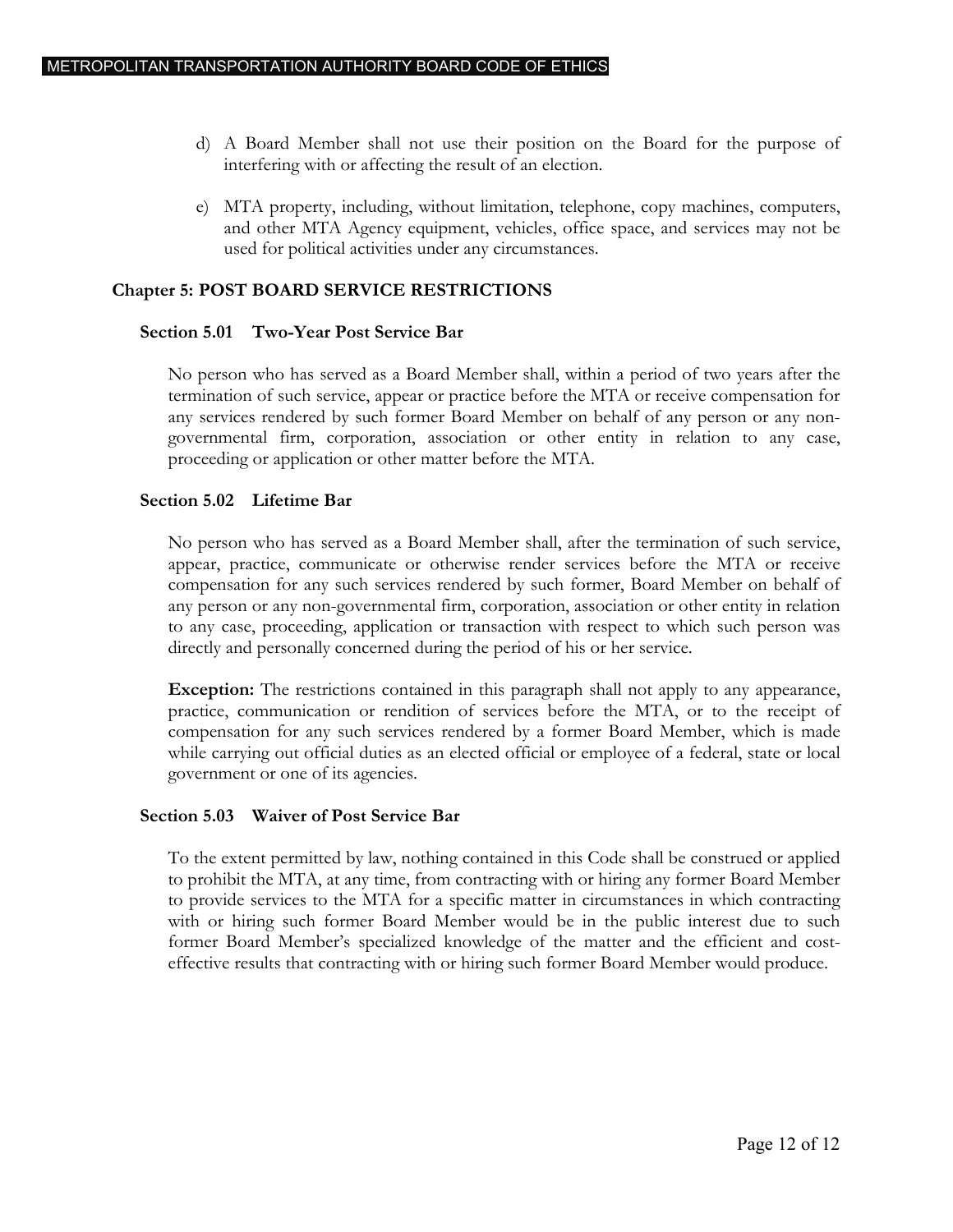d) A Board Member shall not use their position on the Board for the purpose of interfering with or affecting the result of an election.

e) MTA property, including, without limitation, telephone, copy machines, computers, and other MTA Agency equipment, vehicles, office space, and services may not be used for political activities under any circumstances.

## Chapter 5: POST BOARD SERVICE RESTRICTIONS

### Section 5.01 Two-Year Post Service Bar

No person who has served as a Board Member shall, within a period of two years after the termination of such service, appear or practice before the MTA or receive compensation for any services rendered by such former Board Member on behalf of any person or any non-governmental firm, corporation, association or other entity in relation to any case, proceeding or application or other matter before the MTA.

### Section 5.02 Lifetime Bar

No person who has served as a Board Member shall, after the termination of such service, appear, practice, communicate or otherwise render services before the MTA or receive compensation for any such services rendered by such former, Board Member on behalf of any person or any non-governmental firm, corporation, association or other entity in relation to any case, proceeding, application or transaction with respect to which such person was directly and personally concerned during the period of his or her service.

**Exception:** The restrictions contained in this paragraph shall not apply to any appearance, practice, communication or rendition of services before the MTA, or to the receipt of compensation for any such services rendered by a former Board Member, which is made while carrying out official duties as an elected official or employee of a federal, state or local government or one of its agencies.

### Section 5.03 Waiver of Post Service Bar

To the extent permitted by law, nothing contained in this Code shall be construed or applied to prohibit the MTA, at any time, from contracting with or hiring any former Board Member to provide services to the MTA for a specific matter in circumstances in which contracting with or hiring such former Board Member would be in the public interest due to such former Board Member's specialized knowledge of the matter and the efficient and cost-effective results that contracting with or hiring such former Board Member would produce.